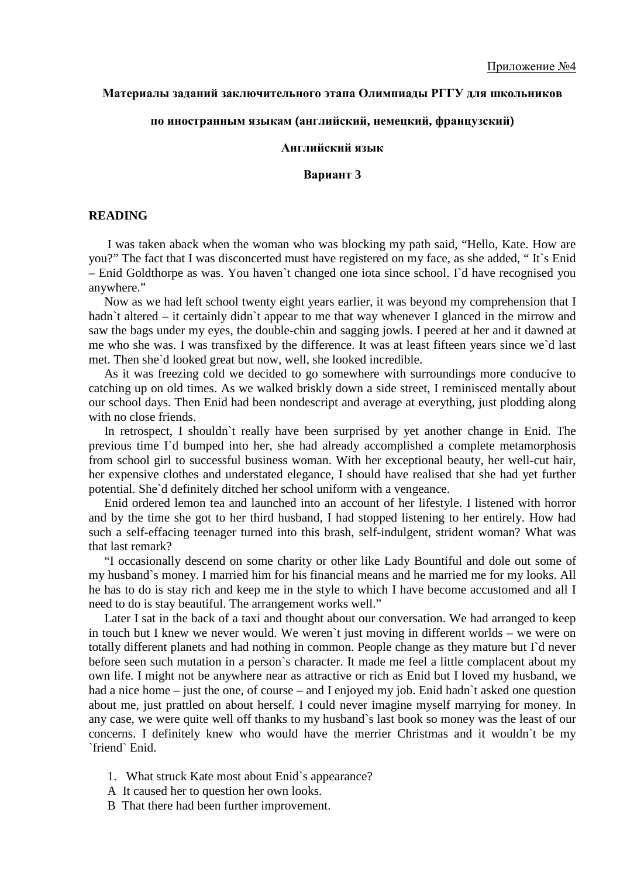Приложение №4

**Материалы заданий заключительного этапа Олимпиады РГГУ для школьников**

**по иностранным языкам (английский, немецкий, французский)**

**Английский язык**

**Вариант 3**

## READING

I was taken aback when the woman who was blocking my path said, "Hello, Kate. How are you?" The fact that I was disconcerted must have registered on my face, as she added, " It`s Enid – Enid Goldthorpe as was. You haven`t changed one iota since school. I`d have recognised you anywhere."

Now as we had left school twenty eight years earlier, it was beyond my comprehension that I hadn`t altered – it certainly didn`t appear to me that way whenever I glanced in the mirror and saw the bags under my eyes, the double-chin and sagging jowls. I peered at her and it dawned at me who she was. I was transfixed by the difference. It was at least fifteen years since we`d last met. Then she`d looked great but now, well, she looked incredible.

As it was freezing cold we decided to go somewhere with surroundings more conducive to catching up on old times. As we walked briskly down a side street, I reminisced mentally about our school days. Then Enid had been nondescript and average at everything, just plodding along with no close friends.

In retrospect, I shouldn`t really have been surprised by yet another change in Enid. The previous time I`d bumped into her, she had already accomplished a complete metamorphosis from school girl to successful business woman. With her exceptional beauty, her well-cut hair, her expensive clothes and understated elegance, I should have realised that she had yet further potential. She`d definitely ditched her school uniform with a vengeance.

Enid ordered lemon tea and launched into an account of her lifestyle. I listened with horror and by the time she got to her third husband, I had stopped listening to her entirely. How had such a self-effacing teenager turned into this brash, self-indulgent, strident woman? What was that last remark?

"I occasionally descend on some charity or other like Lady Bountiful and dole out some of my husband`s money. I married him for his financial means and he married me for my looks. All he has to do is stay rich and keep me in the style to which I have become accustomed and all I need to do is stay beautiful. The arrangement works well."

Later I sat in the back of a taxi and thought about our conversation. We had arranged to keep in touch but I knew we never would. We weren`t just moving in different worlds – we were on totally different planets and had nothing in common. People change as they mature but I`d never before seen such mutation in a person`s character. It made me feel a little complacent about my own life. I might not be anywhere near as attractive or rich as Enid but I loved my husband, we had a nice home – just the one, of course – and I enjoyed my job. Enid hadn`t asked one question about me, just prattled on about herself. I could never imagine myself marrying for money. In any case, we were quite well off thanks to my husband`s last book so money was the least of our concerns. I definitely knew who would have the merrier Christmas and it wouldn`t be my `friend` Enid.

1. What struck Kate most about Enid`s appearance?

A It caused her to question her own looks.

B That there had been further improvement.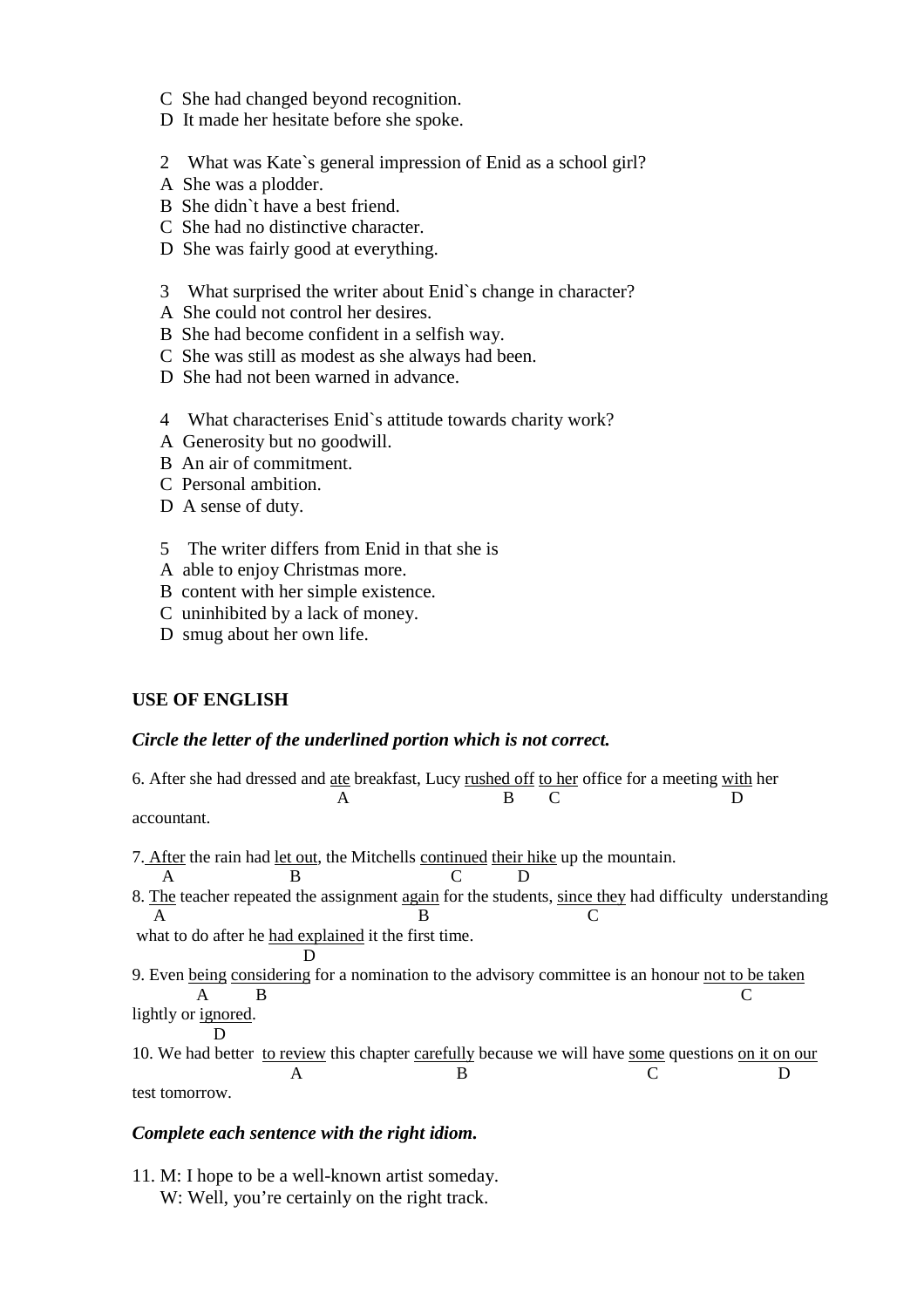C  She had changed beyond recognition.
D  It made her hesitate before she spoke.

2  What was Kate`s general impression of Enid as a school girl?
A  She was a plodder.
B  She didn`t have a best friend.
C  She had no distinctive character.
D  She was fairly good at everything.

3  What surprised the writer about Enid`s change in character?
A  She could not control her desires.
B  She had become confident in a selfish way.
C  She was still as modest as she always had been.
D  She had not been warned in advance.

4  What characterises Enid`s attitude towards charity work?
A  Generosity but no goodwill.
B  An air of commitment.
C  Personal ambition.
D  A sense of duty.

5  The writer differs from Enid in that she is
A  able to enjoy Christmas more.
B  content with her simple existence.
C  uninhibited by a lack of money.
D  smug about her own life.

**USE OF ENGLISH**

***Circle the letter of the underlined portion which is not correct.***

6. After she had dressed and <u>ate</u> (A) breakfast, Lucy <u>rushed off</u> (B) <u>to her</u> (C) office for a meeting <u>with</u> (D) her accountant.

7. <u>After</u> (A) the rain had <u>let out</u> (B), the Mitchells <u>continued</u> (C) <u>their hike</u> (D) up the mountain.

8. <u>The</u> (A) teacher repeated the assignment <u>again</u> (B) for the students, <u>since they</u> (C) had difficulty understanding what to do after he <u>had explained</u> (D) it the first time.

9. Even <u>being</u> (A) <u>considering</u> (B) for a nomination to the advisory committee is an honour <u>not to be taken</u> (C) lightly or <u>ignored</u> (D).

10. We had better <u>to review</u> (A) this chapter <u>carefully</u> (B) because we will have <u>some</u> (C) questions <u>on it on our</u> (D) test tomorrow.

***Complete each sentence with the right idiom.***

11. M: I hope to be a well-known artist someday.
W: Well, you're certainly on the right track.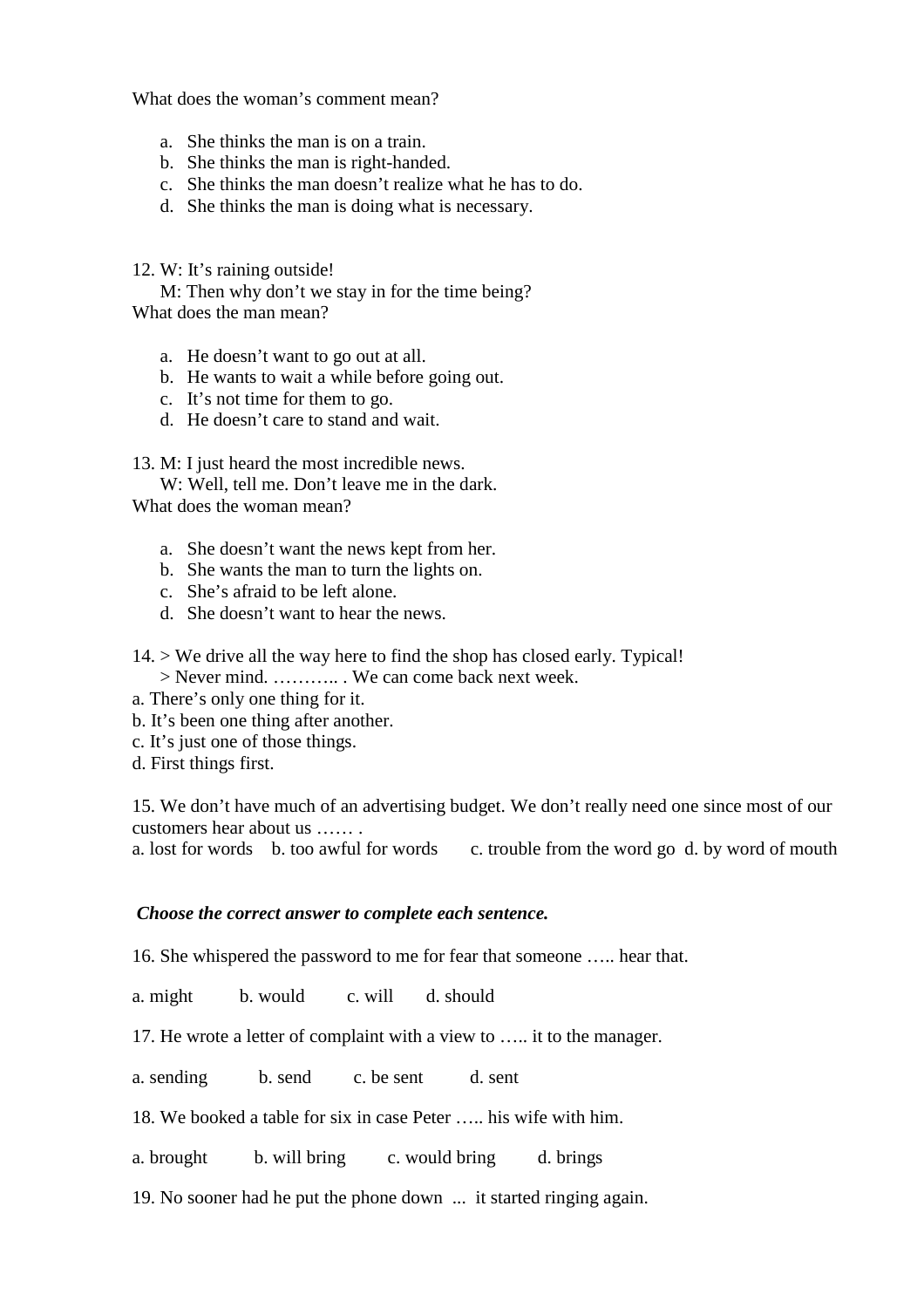What does the woman's comment mean?

a. She thinks the man is on a train.
b. She thinks the man is right-handed.
c. She thinks the man doesn't realize what he has to do.
d. She thinks the man is doing what is necessary.

12. W: It's raining outside!
 M: Then why don't we stay in for the time being?
What does the man mean?

a. He doesn't want to go out at all.
b. He wants to wait a while before going out.
c. It's not time for them to go.
d. He doesn't care to stand and wait.

13. M: I just heard the most incredible news.
 W: Well, tell me. Don't leave me in the dark.
What does the woman mean?

a. She doesn't want the news kept from her.
b. She wants the man to turn the lights on.
c. She's afraid to be left alone.
d. She doesn't want to hear the news.

14. > We drive all the way here to find the shop has closed early. Typical!
 > Never mind. ……….. . We can come back next week.
a. There's only one thing for it.
b. It's been one thing after another.
c. It's just one of those things.
d. First things first.

15. We don't have much of an advertising budget. We don't really need one since most of our customers hear about us …… .
a. lost for words  b. too awful for words  c. trouble from the word go  d. by word of mouth

***Choose the correct answer to complete each sentence.***

16. She whispered the password to me for fear that someone ….. hear that.

a. might  b. would  c. will  d. should

17. He wrote a letter of complaint with a view to ….. it to the manager.

a. sending  b. send  c. be sent  d. sent

18. We booked a table for six in case Peter ….. his wife with him.

a. brought  b. will bring  c. would bring  d. brings

19. No sooner had he put the phone down ... it started ringing again.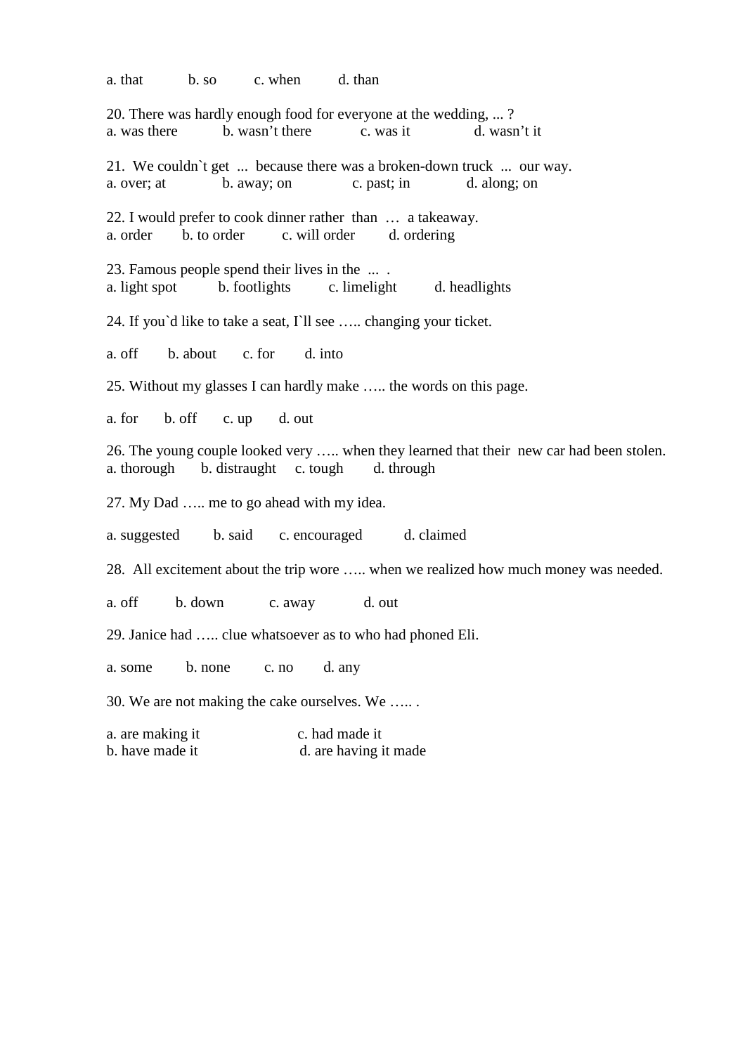a. that b. so c. when d. than

20. There was hardly enough food for everyone at the wedding, ... ?
a. was there b. wasn’t there c. was it d. wasn’t it

21. We couldn`t get ... because there was a broken-down truck ... our way.
a. over; at b. away; on c. past; in d. along; on

22. I would prefer to cook dinner rather than … a takeaway.
a. order b. to order c. will order d. ordering

23. Famous people spend their lives in the ... .
a. light spot b. footlights c. limelight d. headlights

24. If you`d like to take a seat, I`ll see ….. changing your ticket.

a. off b. about c. for d. into

25. Without my glasses I can hardly make ….. the words on this page.

a. for b. off c. up d. out

26. The young couple looked very ….. when they learned that their new car had been stolen.
a. thorough b. distraught c. tough d. through

27. My Dad ….. me to go ahead with my idea.

a. suggested b. said c. encouraged d. claimed

28. All excitement about the trip wore ….. when we realized how much money was needed.

a. off b. down c. away d. out

29. Janice had ….. clue whatsoever as to who had phoned Eli.

a. some b. none c. no d. any

30. We are not making the cake ourselves. We ….. .

a. are making it c. had made it
b. have made it d. are having it made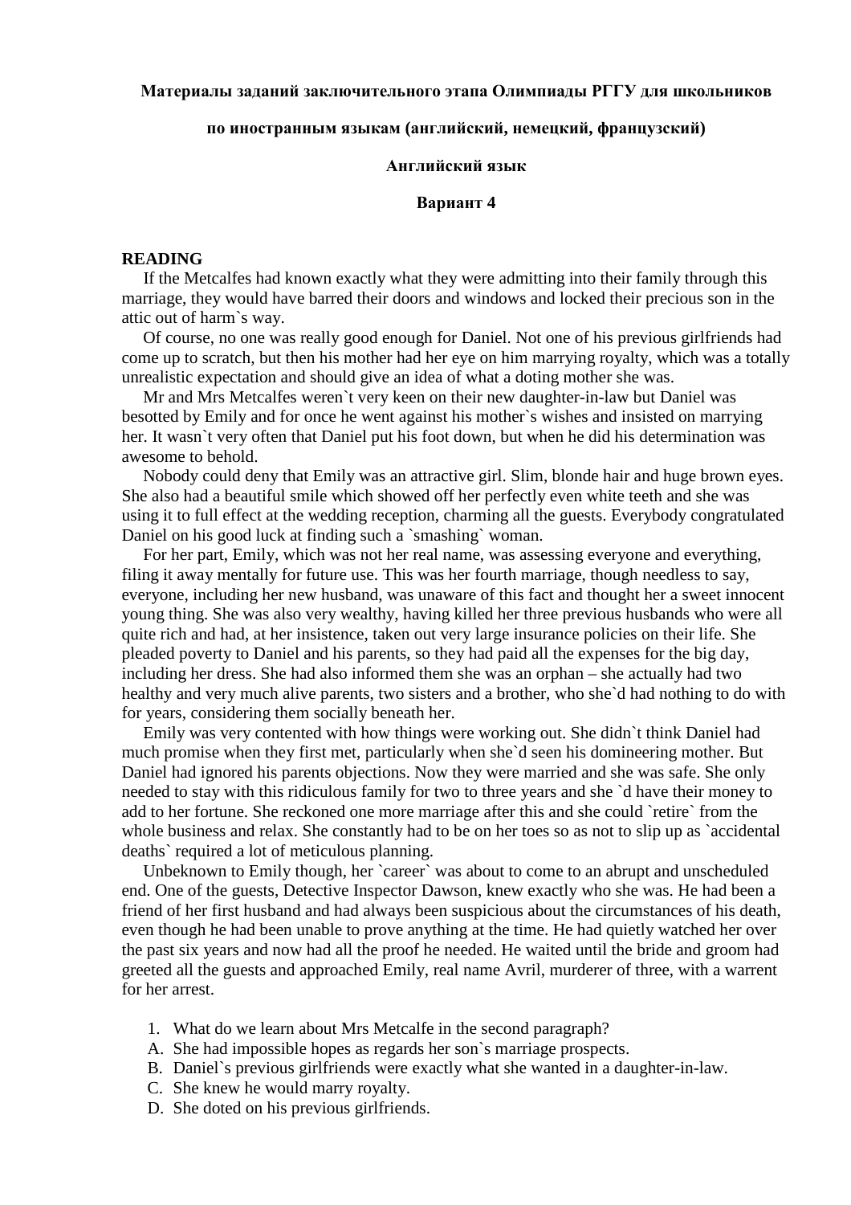**Материалы заданий заключительного этапа Олимпиады РГГУ для школьников**

**по иностранным языкам (английский, немецкий, французский)**

**Английский язык**

**Вариант 4**

**READING**

If the Metcalfes had known exactly what they were admitting into their family through this marriage, they would have barred their doors and windows and locked their precious son in the attic out of harm`s way.

Of course, no one was really good enough for Daniel. Not one of his previous girlfriends had come up to scratch, but then his mother had her eye on him marrying royalty, which was a totally unrealistic expectation and should give an idea of what a doting mother she was.

Mr and Mrs Metcalfes weren`t very keen on their new daughter-in-law but Daniel was besotted by Emily and for once he went against his mother`s wishes and insisted on marrying her. It wasn`t very often that Daniel put his foot down, but when he did his determination was awesome to behold.

Nobody could deny that Emily was an attractive girl. Slim, blonde hair and huge brown eyes. She also had a beautiful smile which showed off her perfectly even white teeth and she was using it to full effect at the wedding reception, charming all the guests. Everybody congratulated Daniel on his good luck at finding such a `smashing` woman.

For her part, Emily, which was not her real name, was assessing everyone and everything, filing it away mentally for future use. This was her fourth marriage, though needless to say, everyone, including her new husband, was unaware of this fact and thought her a sweet innocent young thing. She was also very wealthy, having killed her three previous husbands who were all quite rich and had, at her insistence, taken out very large insurance policies on their life. She pleaded poverty to Daniel and his parents, so they had paid all the expenses for the big day, including her dress. She had also informed them she was an orphan – she actually had two healthy and very much alive parents, two sisters and a brother, who she`d had nothing to do with for years, considering them socially beneath her.

Emily was very contented with how things were working out. She didn`t think Daniel had much promise when they first met, particularly when she`d seen his domineering mother. But Daniel had ignored his parents objections. Now they were married and she was safe. She only needed to stay with this ridiculous family for two to three years and she `d have their money to add to her fortune. She reckoned one more marriage after this and she could `retire` from the whole business and relax. She constantly had to be on her toes so as not to slip up as `accidental deaths` required a lot of meticulous planning.

Unbeknown to Emily though, her `career` was about to come to an abrupt and unscheduled end. One of the guests, Detective Inspector Dawson, knew exactly who she was. He had been a friend of her first husband and had always been suspicious about the circumstances of his death, even though he had been unable to prove anything at the time. He had quietly watched her over the past six years and now had all the proof he needed. He waited until the bride and groom had greeted all the guests and approached Emily, real name Avril, murderer of three, with a warrent for her arrest.

1. What do we learn about Mrs Metcalfe in the second paragraph?

A. She had impossible hopes as regards her son`s marriage prospects.
B. Daniel`s previous girlfriends were exactly what she wanted in a daughter-in-law.
C. She knew he would marry royalty.
D. She doted on his previous girlfriends.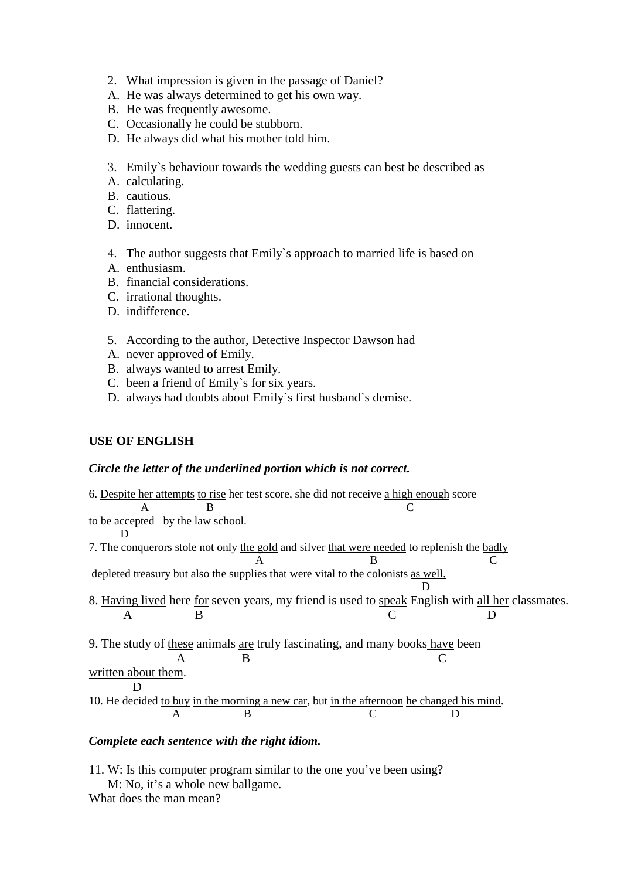2. What impression is given in the passage of Daniel?

A. He was always determined to get his own way.
B. He was frequently awesome.
C. Occasionally he could be stubborn.
D. He always did what his mother told him.

3. Emily`s behaviour towards the wedding guests can best be described as

A. calculating.
B. cautious.
C. flattering.
D. innocent.

4. The author suggests that Emily`s approach to married life is based on

A. enthusiasm.
B. financial considerations.
C. irrational thoughts.
D. indifference.

5. According to the author, Detective Inspector Dawson had

A. never approved of Emily.
B. always wanted to arrest Emily.
C. been a friend of Emily`s for six years.
D. always had doubts about Emily`s first husband`s demise.

**USE OF ENGLISH**

***Circle the letter of the underlined portion which is not correct.***

6. <u>Despite her attempts</u> (A) <u>to rise</u> (B) her test score, she did not receive <u>a high enough</u> (C) score <u>to be accepted</u> (D) by the law school.

7. The conquerors stole not only <u>the gold</u> (A) and silver <u>that were needed</u> (B) to replenish the <u>badly</u> (C) depleted treasury but also the supplies that were vital to the colonists <u>as well.</u> (D)

8. <u>Having lived</u> (A) here <u>for</u> (B) seven years, my friend is used to <u>speak</u> (C) English with <u>all her</u> (D) classmates.

9. The study of <u>these</u> (A) animals <u>are</u> (B) truly fascinating, and many books <u>have</u> (C) been <u>written about them</u> (D).

10. He decided <u>to buy</u> (A) <u>in the morning a new car</u> (B), but <u>in the afternoon</u> (C) <u>he changed his mind</u> (D).

***Complete each sentence with the right idiom.***

11. W: Is this computer program similar to the one you've been using?
M: No, it's a whole new ballgame.
What does the man mean?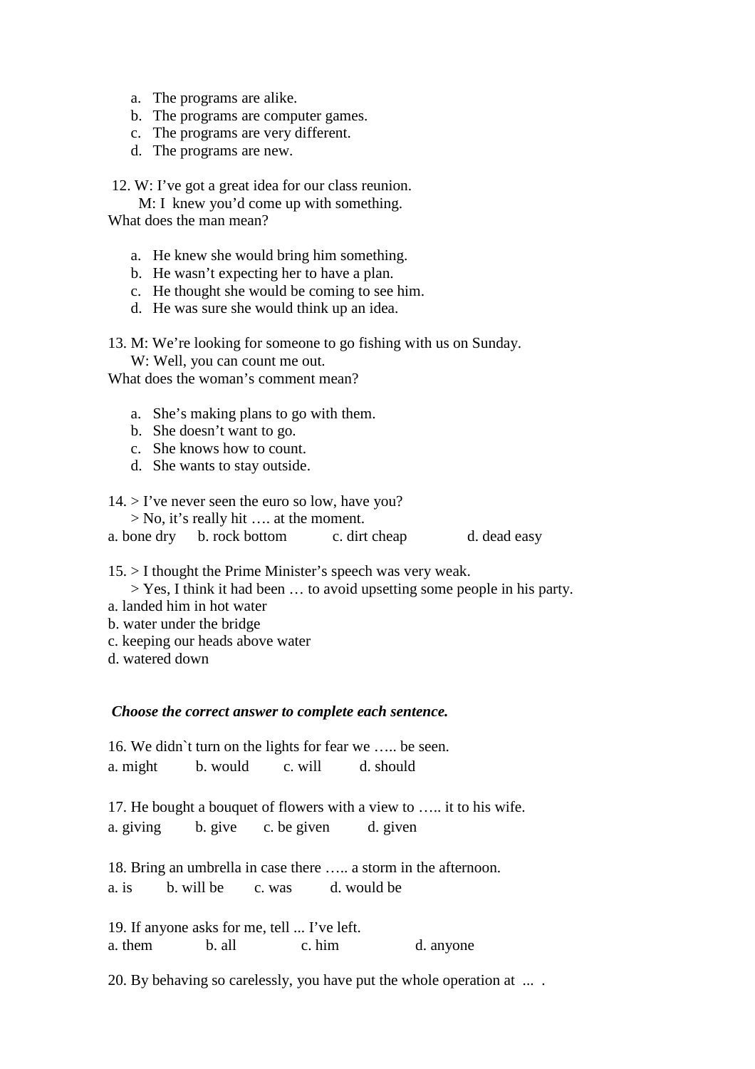a. The programs are alike.
b. The programs are computer games.
c. The programs are very different.
d. The programs are new.

12. W: I've got a great idea for our class reunion.
    M: I knew you'd come up with something.
What does the man mean?

a. He knew she would bring him something.
b. He wasn't expecting her to have a plan.
c. He thought she would be coming to see him.
d. He was sure she would think up an idea.

13. M: We're looking for someone to go fishing with us on Sunday.
    W: Well, you can count me out.
What does the woman's comment mean?

a. She's making plans to go with them.
b. She doesn't want to go.
c. She knows how to count.
d. She wants to stay outside.

14. > I've never seen the euro so low, have you?
    > No, it's really hit …. at the moment.
a. bone dry   b. rock bottom   c. dirt cheap   d. dead easy

15. > I thought the Prime Minister's speech was very weak.
    > Yes, I think it had been … to avoid upsetting some people in his party.
a. landed him in hot water
b. water under the bridge
c. keeping our heads above water
d. watered down

***Choose the correct answer to complete each sentence.***

16. We didn`t turn on the lights for fear we ….. be seen.
a. might   b. would   c. will   d. should

17. He bought a bouquet of flowers with a view to ….. it to his wife.
a. giving   b. give   c. be given   d. given

18. Bring an umbrella in case there ….. a storm in the afternoon.
a. is   b. will be   c. was   d. would be

19. If anyone asks for me, tell ... I've left.
a. them   b. all   c. him   d. anyone

20. By behaving so carelessly, you have put the whole operation at ... .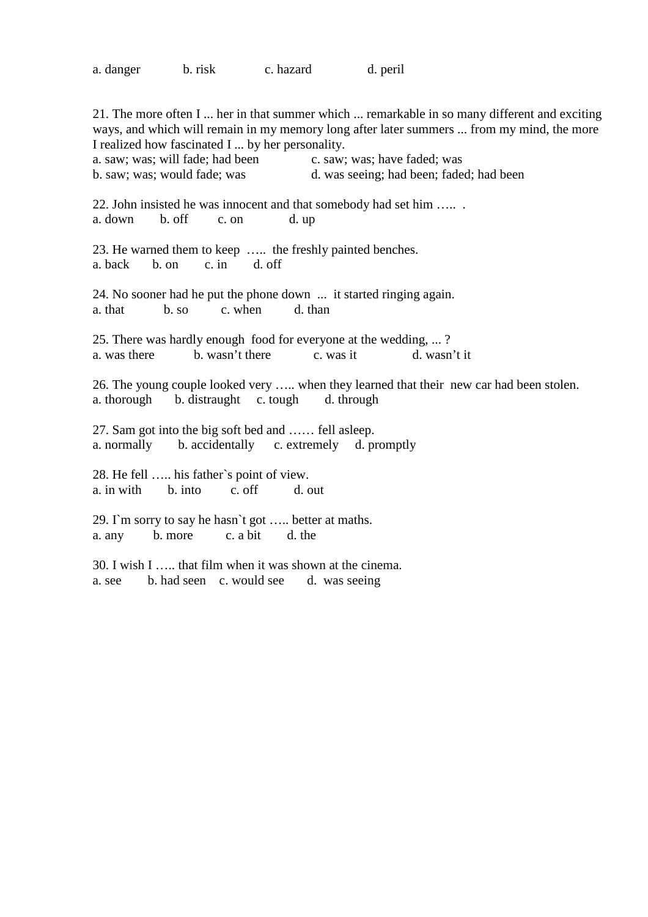a. danger b. risk c. hazard d. peril

21. The more often I ... her in that summer which ... remarkable in so many different and exciting ways, and which will remain in my memory long after later summers ... from my mind, the more I realized how fascinated I ... by her personality.
a. saw; was; will fade; had been
b. saw; was; would fade; was
c. saw; was; have faded; was
d. was seeing; had been; faded; had been

22. John insisted he was innocent and that somebody had set him ….. .
a. down b. off c. on d. up

23. He warned them to keep ….. the freshly painted benches.
a. back b. on c. in d. off

24. No sooner had he put the phone down ... it started ringing again.
a. that b. so c. when d. than

25. There was hardly enough food for everyone at the wedding, ... ?
a. was there b. wasn't there c. was it d. wasn't it

26. The young couple looked very ….. when they learned that their new car had been stolen.
a. thorough b. distraught c. tough d. through

27. Sam got into the big soft bed and …… fell asleep.
a. normally b. accidentally c. extremely d. promptly

28. He fell ….. his father`s point of view.
a. in with b. into c. off d. out

29. I`m sorry to say he hasn`t got ….. better at maths.
a. any b. more c. a bit d. the

30. I wish I ….. that film when it was shown at the cinema.
a. see b. had seen c. would see d. was seeing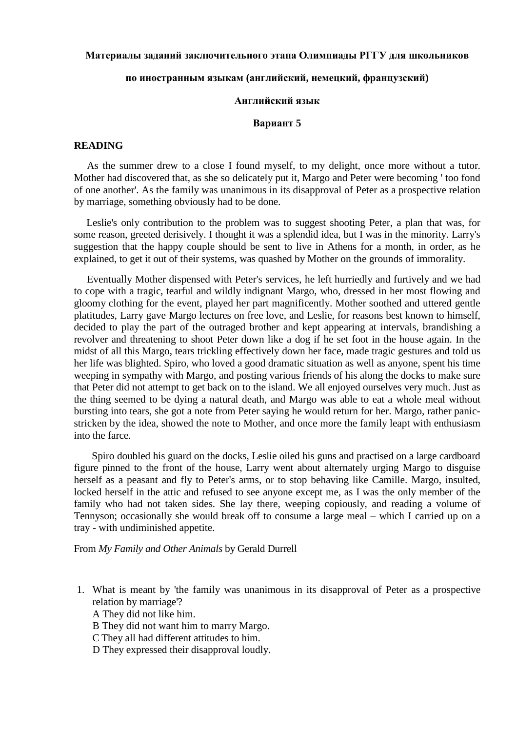**Материалы заданий заключительного этапа Олимпиады РГГУ для школьников**

**по иностранным языкам (английский, немецкий, французский)**

**Английский язык**

**Вариант 5**

## READING

As the summer drew to a close I found myself, to my delight, once more without a tutor. Mother had discovered that, as she so delicately put it, Margo and Peter were becoming ' too fond of one another'. As the family was unanimous in its disapproval of Peter as a prospective relation by marriage, something obviously had to be done.

Leslie's only contribution to the problem was to suggest shooting Peter, a plan that was, for some reason, greeted derisively. I thought it was a splendid idea, but I was in the minority. Larry's suggestion that the happy couple should be sent to live in Athens for a month, in order, as he explained, to get it out of their systems, was quashed by Mother on the grounds of immorality.

Eventually Mother dispensed with Peter's services, he left hurriedly and furtively and we had to cope with a tragic, tearful and wildly indignant Margo, who, dressed in her most flowing and gloomy clothing for the event, played her part magnificently. Mother soothed and uttered gentle platitudes, Larry gave Margo lectures on free love, and Leslie, for reasons best known to himself, decided to play the part of the outraged brother and kept appearing at intervals, brandishing a revolver and threatening to shoot Peter down like a dog if he set foot in the house again. In the midst of all this Margo, tears trickling effectively down her face, made tragic gestures and told us her life was blighted. Spiro, who loved a good dramatic situation as well as anyone, spent his time weeping in sympathy with Margo, and posting various friends of his along the docks to make sure that Peter did not attempt to get back on to the island. We all enjoyed ourselves very much. Just as the thing seemed to be dying a natural death, and Margo was able to eat a whole meal without bursting into tears, she got a note from Peter saying he would return for her. Margo, rather panic-stricken by the idea, showed the note to Mother, and once more the family leapt with enthusiasm into the farce.

Spiro doubled his guard on the docks, Leslie oiled his guns and practised on a large cardboard figure pinned to the front of the house, Larry went about alternately urging Margo to disguise herself as a peasant and fly to Peter's arms, or to stop behaving like Camille. Margo, insulted, locked herself in the attic and refused to see anyone except me, as I was the only member of the family who had not taken sides. She lay there, weeping copiously, and reading a volume of Tennyson; occasionally she would break off to consume a large meal – which I carried up on a tray - with undiminished appetite.

From *My Family and Other Animals* by Gerald Durrell

1. What is meant by 'the family was unanimous in its disapproval of Peter as a prospective relation by marriage'?
   A They did not like him.
   B They did not want him to marry Margo.
   C They all had different attitudes to him.
   D They expressed their disapproval loudly.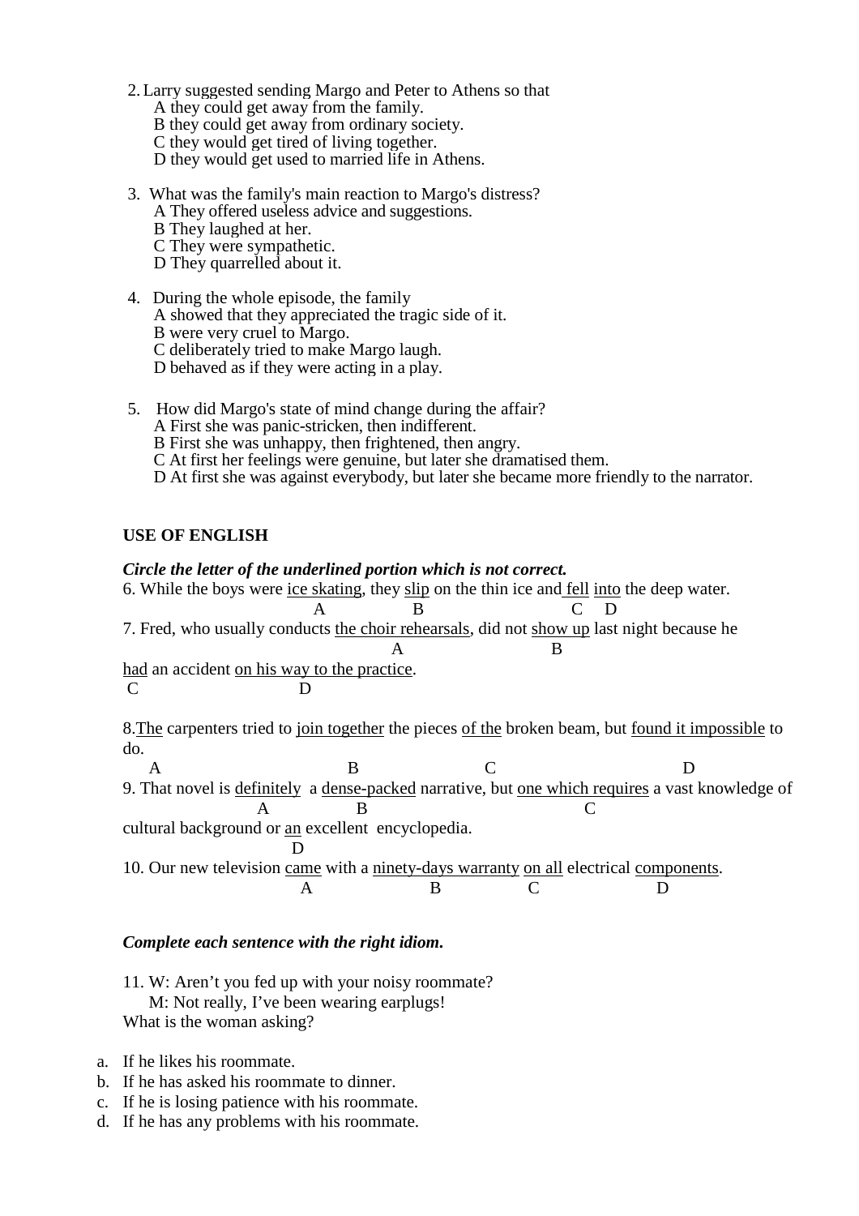2. Larry suggested sending Margo and Peter to Athens so that
   A they could get away from the family.
   B they could get away from ordinary society.
   C they would get tired of living together.
   D they would get used to married life in Athens.

3. What was the family's main reaction to Margo's distress?
   A They offered useless advice and suggestions.
   B They laughed at her.
   C They were sympathetic.
   D They quarrelled about it.

4. During the whole episode, the family
   A showed that they appreciated the tragic side of it.
   B were very cruel to Margo.
   C deliberately tried to make Margo laugh.
   D behaved as if they were acting in a play.

5. How did Margo's state of mind change during the affair?
   A First she was panic-stricken, then indifferent.
   B First she was unhappy, then frightened, then angry.
   C At first her feelings were genuine, but later she dramatised them.
   D At first she was against everybody, but later she became more friendly to the narrator.

**USE OF ENGLISH**

***Circle the letter of the underlined portion which is not correct.***

6. While the boys were <u>ice skating</u>, they <u>slip</u> on the thin ice and <u>fell</u> <u>into</u> the deep water.
   A B C D

7. Fred, who usually conducts <u>the choir rehearsals</u>, did not <u>show up</u> last night because he <u>had</u> an accident <u>on his way to the practice</u>.
   A B C D

8. <u>The</u> carpenters tried to <u>join together</u> the pieces <u>of the</u> broken beam, but <u>found it impossible</u> to do.
   A B C D

9. That novel is <u>definitely</u> a <u>dense-packed</u> narrative, but <u>one which requires</u> a vast knowledge of cultural background or <u>an</u> excellent encyclopedia.
   A B C D

10. Our new television <u>came</u> with a <u>ninety-days warranty</u> <u>on all</u> electrical <u>components</u>.
   A B C D

***Complete each sentence with the right idiom.***

11. W: Aren't you fed up with your noisy roommate?
    M: Not really, I've been wearing earplugs!
    What is the woman asking?

a. If he likes his roommate.
b. If he has asked his roommate to dinner.
c. If he is losing patience with his roommate.
d. If he has any problems with his roommate.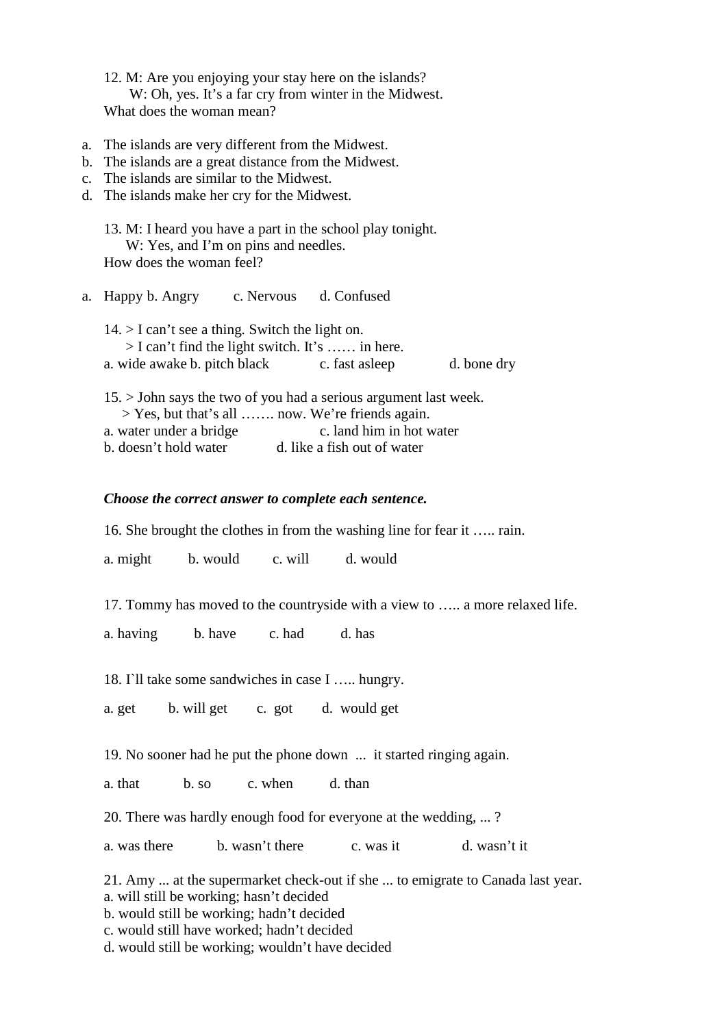12. M: Are you enjoying your stay here on the islands?
W: Oh, yes. It's a far cry from winter in the Midwest.
What does the woman mean?

a. The islands are very different from the Midwest.
b. The islands are a great distance from the Midwest.
c. The islands are similar to the Midwest.
d. The islands make her cry for the Midwest.

13. M: I heard you have a part in the school play tonight.
W: Yes, and I'm on pins and needles.
How does the woman feel?

a. Happy b. Angry c. Nervous d. Confused

14. > I can't see a thing. Switch the light on.
> I can't find the light switch. It's …… in here.
a. wide awake b. pitch black c. fast asleep d. bone dry

15. > John says the two of you had a serious argument last week.
> Yes, but that's all ……. now. We're friends again.
a. water under a bridge c. land him in hot water
b. doesn't hold water d. like a fish out of water

***Choose the correct answer to complete each sentence.***

16. She brought the clothes in from the washing line for fear it ….. rain.

a. might b. would c. will d. would

17. Tommy has moved to the countryside with a view to ….. a more relaxed life.

a. having b. have c. had d. has

18. I`ll take some sandwiches in case I ….. hungry.

a. get b. will get c. got d. would get

19. No sooner had he put the phone down ... it started ringing again.

a. that b. so c. when d. than

20. There was hardly enough food for everyone at the wedding, ... ?

a. was there b. wasn't there c. was it d. wasn't it

21. Amy ... at the supermarket check-out if she ... to emigrate to Canada last year.
a. will still be working; hasn't decided
b. would still be working; hadn't decided
c. would still have worked; hadn't decided
d. would still be working; wouldn't have decided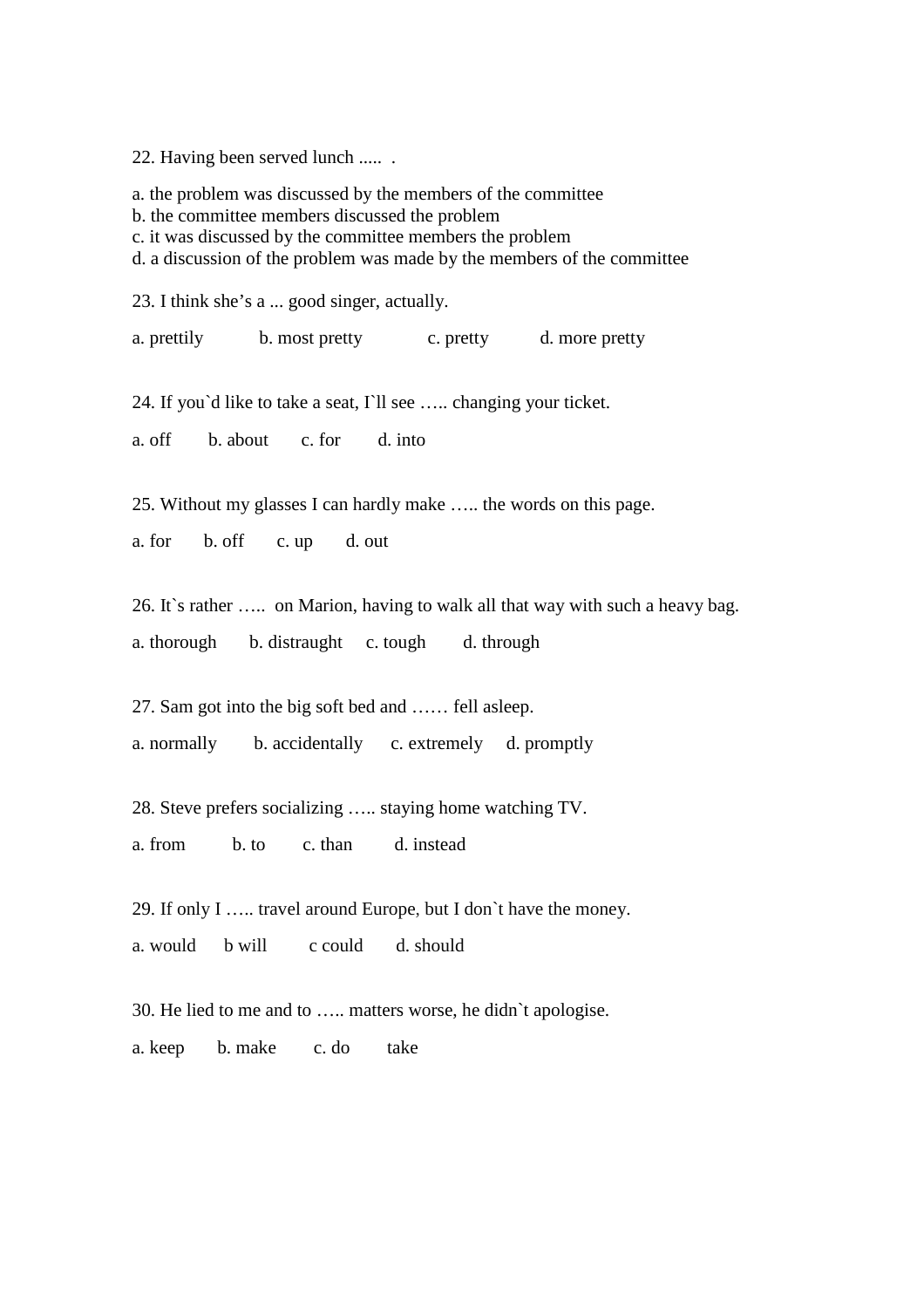22. Having been served lunch ..... .

a. the problem was discussed by the members of the committee
b. the committee members discussed the problem
c. it was discussed by the committee members the problem
d. a discussion of the problem was made by the members of the committee

23. I think she's a ... good singer, actually.

a. prettily b. most pretty c. pretty d. more pretty

24. If you`d like to take a seat, I`ll see ….. changing your ticket.

a. off b. about c. for d. into

25. Without my glasses I can hardly make ….. the words on this page.

a. for b. off c. up d. out

26. It`s rather ….. on Marion, having to walk all that way with such a heavy bag.

a. thorough b. distraught c. tough d. through

27. Sam got into the big soft bed and …… fell asleep.

a. normally b. accidentally c. extremely d. promptly

28. Steve prefers socializing ….. staying home watching TV.

a. from b. to c. than d. instead

29. If only I ….. travel around Europe, but I don`t have the money.

a. would b will c could d. should

30. He lied to me and to ….. matters worse, he didn`t apologise.

a. keep b. make c. do take